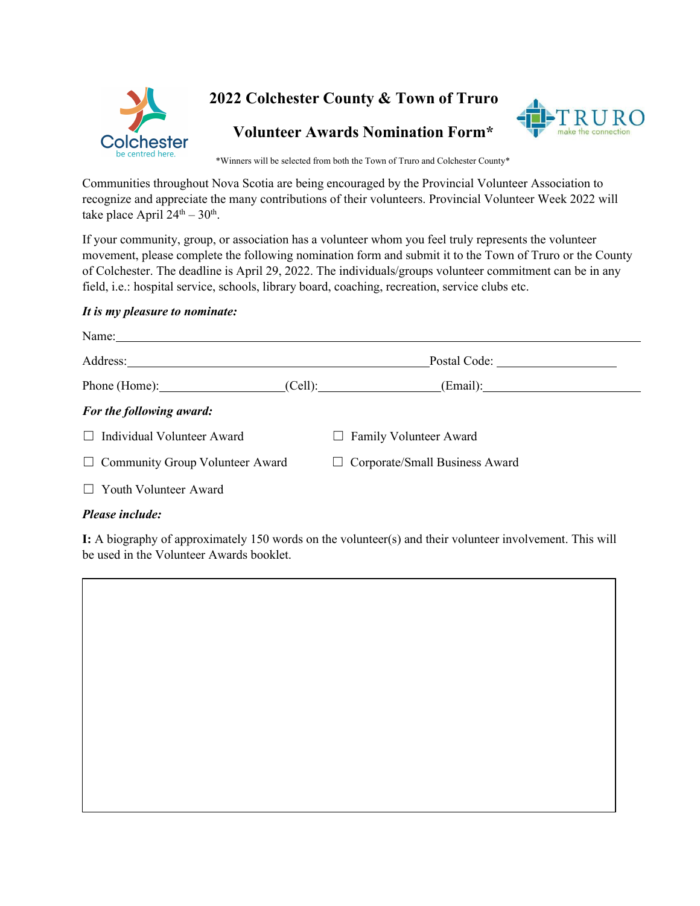# 2022 Colchester County & Town of Truro

# Volunteer Awards Nomination Form*

*Winners will be selected from both the Town of Truro and Colchester County*

Communities throughout Nova Scotia are being encouraged by the Provincial Volunteer Association to recognize and appreciate the many contributions of their volunteers. Provincial Volunteer Week 2022 will take place April 24th – 30th.

If your community, group, or association has a volunteer whom you feel truly represents the volunteer movement, please complete the following nomination form and submit it to the Town of Truro or the County of Colchester. The deadline is April 29, 2022. The individuals/groups volunteer commitment can be in any field, i.e.: hospital service, schools, library board, coaching, recreation, service clubs etc.

***It is my pleasure to nominate:***

Name:\_\_\_\_\_\_\_\_\_\_\_\_\_\_\_\_\_\_\_\_\_\_\_\_\_\_\_\_\_\_\_\_\_\_\_\_\_\_\_\_\_\_\_\_\_\_\_\_\_\_\_\_\_\_\_\_

Address:\_\_\_\_\_\_\_\_\_\_\_\_\_\_\_\_\_\_\_\_\_\_\_\_\_\_\_\_\_\_\_\_\_\_\_\_ Postal Code: \_\_\_\_\_\_\_\_\_\_\_\_\_\_

Phone (Home):\_\_\_\_\_\_\_\_\_\_\_\_\_\_ (Cell):\_\_\_\_\_\_\_\_\_\_\_\_\_\_ (Email):\_\_\_\_\_\_\_\_\_\_\_\_\_\_\_\_\_\_

***For the following award:***

- ☐ Individual Volunteer Award
- ☐ Family Volunteer Award
- ☐ Community Group Volunteer Award
- ☐ Corporate/Small Business Award
- ☐ Youth Volunteer Award

***Please include:***

**I:** A biography of approximately 150 words on the volunteer(s) and their volunteer involvement. This will be used in the Volunteer Awards booklet.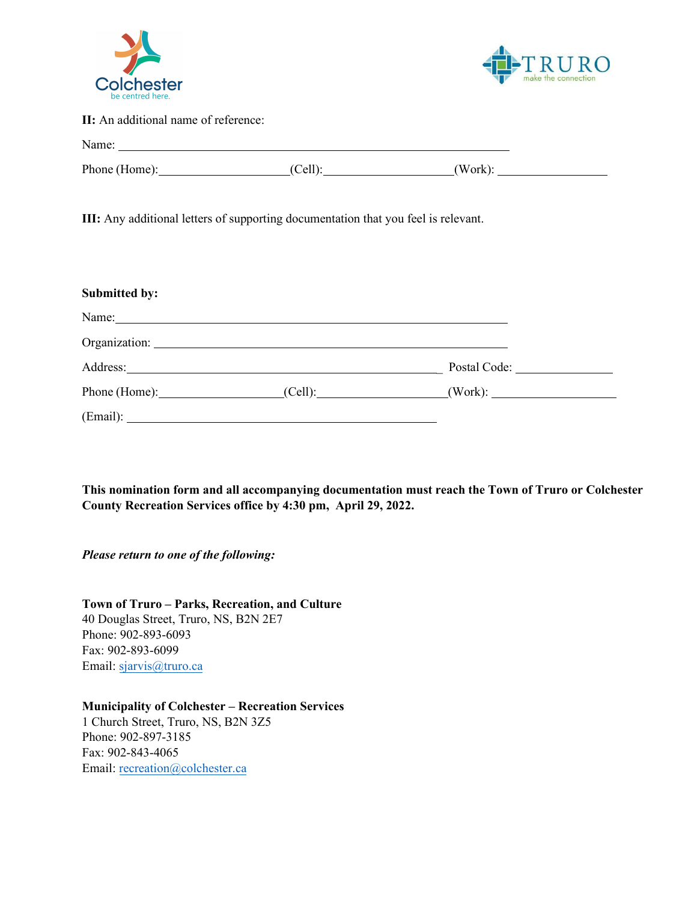**II:** An additional name of reference:

Name: ______________________________________________

Phone (Home):____________________(Cell):____________________(Work): _________________

**III:** Any additional letters of supporting documentation that you feel is relevant.

**Submitted by:**

Name:______________________________________________

Organization: ________________________________________

Address:__________________________________________ Postal Code: _______________

Phone (Home):___________________(Cell):____________________(Work): ___________________

(Email): _______________________________________

**This nomination form and all accompanying documentation must reach the Town of Truro or Colchester County Recreation Services office by 4:30 pm, April 29, 2022.**

***Please return to one of the following:***

**Town of Truro – Parks, Recreation, and Culture**
40 Douglas Street, Truro, NS, B2N 2E7
Phone: 902-893-6093
Fax: 902-893-6099
Email: sjarvis@truro.ca

**Municipality of Colchester – Recreation Services**
1 Church Street, Truro, NS, B2N 3Z5
Phone: 902-897-3185
Fax: 902-843-4065
Email: recreation@colchester.ca